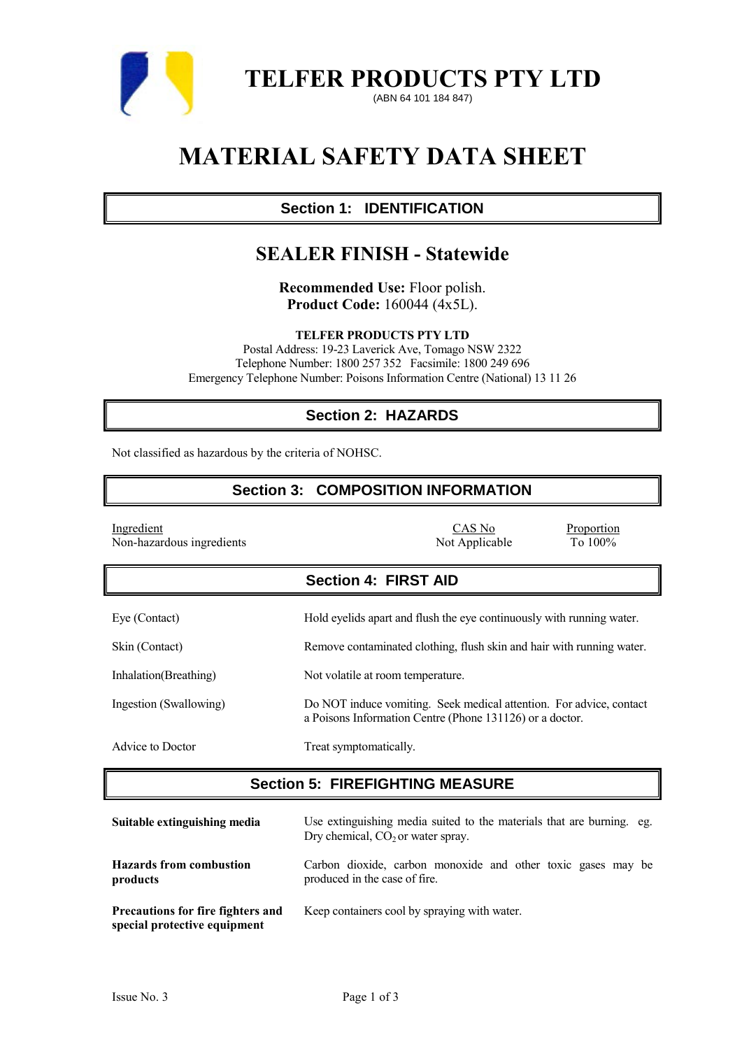# TELFER PRODUCTS PTY LTD

(ABN 64 101 184 847)

# MATERIAL SAFETY DATA SHEET

## Section 1: IDENTIFICATION

## SEALER FINISH - Statewide

**Recommended Use:** Floor polish.
**Product Code:** 160044 (4x5L).

**TELFER PRODUCTS PTY LTD**
Postal Address: 19-23 Laverick Ave, Tomago NSW 2322
Telephone Number: 1800 257 352 Facsimile: 1800 249 696
Emergency Telephone Number: Poisons Information Centre (National) 13 11 26

## Section 2: HAZARDS

Not classified as hazardous by the criteria of NOHSC.

## Section 3: COMPOSITION INFORMATION

| Ingredient | CAS No | Proportion |
|---|---|---|
| Non-hazardous ingredients | Not Applicable | To 100% |

## Section 4: FIRST AID

| | |
|---|---|
| Eye (Contact) | Hold eyelids apart and flush the eye continuously with running water. |
| Skin (Contact) | Remove contaminated clothing, flush skin and hair with running water. |
| Inhalation(Breathing) | Not volatile at room temperature. |
| Ingestion (Swallowing) | Do NOT induce vomiting. Seek medical attention. For advice, contact a Poisons Information Centre (Phone 131126) or a doctor. |
| Advice to Doctor | Treat symptomatically. |

## Section 5: FIREFIGHTING MEASURE

| | |
|---|---|
| **Suitable extinguishing media** | Use extinguishing media suited to the materials that are burning. eg. Dry chemical, $CO_2$ or water spray. |
| **Hazards from combustion products** | Carbon dioxide, carbon monoxide and other toxic gases may be produced in the case of fire. |
| **Precautions for fire fighters and special protective equipment** | Keep containers cool by spraying with water. |

Issue No. 3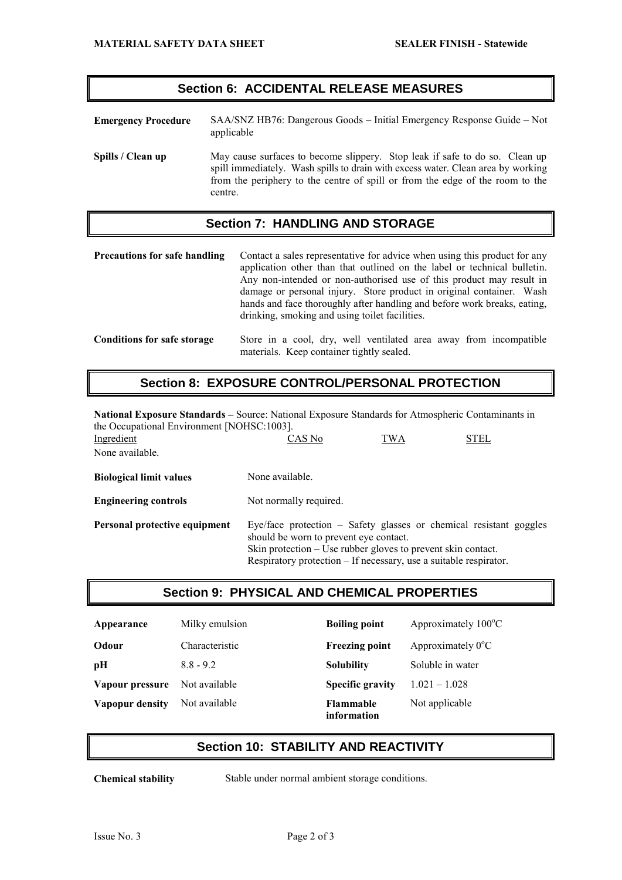## Section 6: ACCIDENTAL RELEASE MEASURES

**Emergency Procedure** SAA/SNZ HB76: Dangerous Goods – Initial Emergency Response Guide – Not applicable

**Spills / Clean up** May cause surfaces to become slippery. Stop leak if safe to do so. Clean up spill immediately. Wash spills to drain with excess water. Clean area by working from the periphery to the centre of spill or from the edge of the room to the centre.

## Section 7: HANDLING AND STORAGE

**Precautions for safe handling** Contact a sales representative for advice when using this product for any application other than that outlined on the label or technical bulletin. Any non-intended or non-authorised use of this product may result in damage or personal injury. Store product in original container. Wash hands and face thoroughly after handling and before work breaks, eating, drinking, smoking and using toilet facilities.

**Conditions for safe storage** Store in a cool, dry, well ventilated area away from incompatible materials. Keep container tightly sealed.

## Section 8: EXPOSURE CONTROL/PERSONAL PROTECTION

**National Exposure Standards –** Source: National Exposure Standards for Atmospheric Contaminants in the Occupational Environment [NOHSC:1003].

| Ingredient | CAS No | TWA | STEL |
|---|---|---|---|
| None available. | | | |

**Biological limit values** None available.

**Engineering controls** Not normally required.

**Personal protective equipment** Eye/face protection – Safety glasses or chemical resistant goggles should be worn to prevent eye contact.
Skin protection – Use rubber gloves to prevent skin contact.
Respiratory protection – If necessary, use a suitable respirator.

## Section 9: PHYSICAL AND CHEMICAL PROPERTIES

| | | | |
|---|---|---|---|
| **Appearance** | Milky emulsion | **Boiling point** | Approximately 100°C |
| **Odour** | Characteristic | **Freezing point** | Approximately 0°C |
| **pH** | 8.8 - 9.2 | **Solubility** | Soluble in water |
| **Vapour pressure** | Not available | **Specific gravity** | 1.021 – 1.028 |
| **Vapopur density** | Not available | **Flammable information** | Not applicable |

## Section 10: STABILITY AND REACTIVITY

**Chemical stability** Stable under normal ambient storage conditions.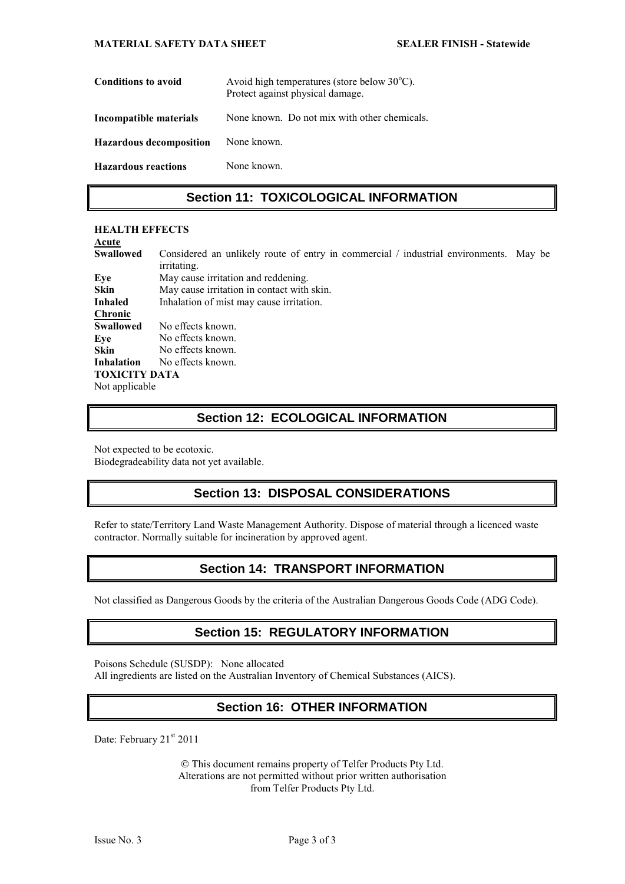| | |
|---|---|
| **Conditions to avoid** | Avoid high temperatures (store below 30°C). Protect against physical damage. |
| **Incompatible materials** | None known. Do not mix with other chemicals. |
| **Hazardous decomposition** | None known. |
| **Hazardous reactions** | None known. |

## Section 11: TOXICOLOGICAL INFORMATION

**HEALTH EFFECTS**

**Acute**

| | |
|---|---|
| **Swallowed** | Considered an unlikely route of entry in commercial / industrial environments. May be irritating. |
| **Eye** | May cause irritation and reddening. |
| **Skin** | May cause irritation in contact with skin. |
| **Inhaled** | Inhalation of mist may cause irritation. |

**Chronic**

| | |
|---|---|
| **Swallowed** | No effects known. |
| **Eye** | No effects known. |
| **Skin** | No effects known. |
| **Inhalation** | No effects known. |

**TOXICITY DATA**

Not applicable

## Section 12: ECOLOGICAL INFORMATION

Not expected to be ecotoxic.
Biodegradeability data not yet available.

## Section 13: DISPOSAL CONSIDERATIONS

Refer to state/Territory Land Waste Management Authority. Dispose of material through a licenced waste contractor. Normally suitable for incineration by approved agent.

## Section 14: TRANSPORT INFORMATION

Not classified as Dangerous Goods by the criteria of the Australian Dangerous Goods Code (ADG Code).

## Section 15: REGULATORY INFORMATION

Poisons Schedule (SUSDP): None allocated
All ingredients are listed on the Australian Inventory of Chemical Substances (AICS).

## Section 16: OTHER INFORMATION

Date: February 21st 2011

© This document remains property of Telfer Products Pty Ltd.
Alterations are not permitted without prior written authorisation from Telfer Products Pty Ltd.

Issue No. 3